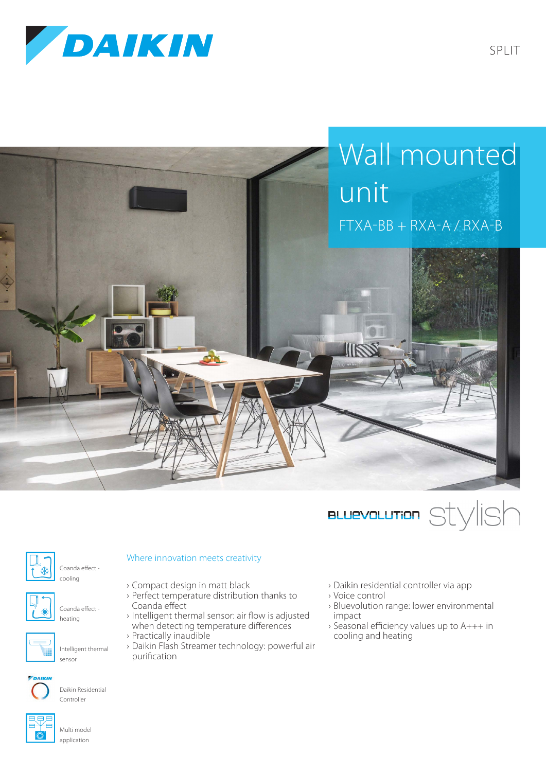DAIKIN

SPLIT

# Wall mounted unit

FTXA-BB + RXA-A / RXA-B

BLUEVOLUTION stylish

Coanda effect - cooling

Coanda effect - heating

Intelligent thermal sensor

Daikin Residential Controller

Multi model application

## Where innovation meets creativity

- Compact design in matt black
- Perfect temperature distribution thanks to Coanda effect
- Intelligent thermal sensor: air flow is adjusted when detecting temperature differences
- Practically inaudible
- Daikin Flash Streamer technology: powerful air purification
- Daikin residential controller via app
- Voice control
- Bluevolution range: lower environmental impact
- Seasonal efficiency values up to A+++ in cooling and heating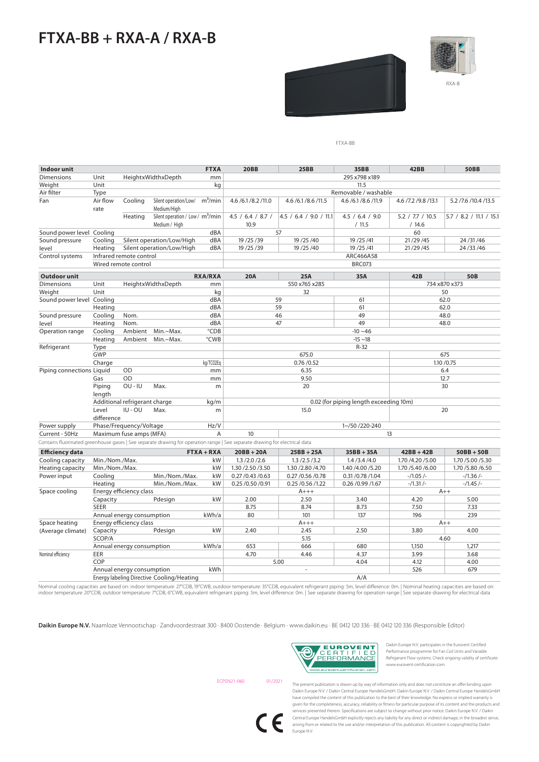# FTXA-BB + RXA-A / RXA-B

RXA-B

FTXA-BB

| Indoor unit | | | | FTXA | 20BB | 25BB | 35BB | 42BB | 50BB |
|---|---|---|---|---|---|---|---|---|---|
| Dimensions | Unit | HeightxWidthxDepth | | mm | 295 x798 x189 | | | | |
| Weight | Unit | | | kg | 11.5 | | | | |
| Air filter | Type | | | | Removable / washable | | | | |
| Fan | Air flow rate | Cooling | Silent operation/Low/ Medium/High | $m^3$/min | 4.6 /6.1 /8.2 /11.0 | 4.6 /6.1 /8.6 /11.5 | 4.6 /6.1 /8.6 /11.9 | 4.6 /7.2 /9.8 /13.1 | 5.2 /7.6 /10.4 /13.5 |
| | | Heating | Silent operation / Low / Medium / High | $m^3$/min | 4.5 / 6.4 / 8.7 / 10.9 | 4.5 / 6.4 / 9.0 / 11.1 | 4.5 / 6.4 / 9.0 / 11.5 | 5.2 / 7.7 / 10.5 / 14.6 | 5.7 / 8.2 / 11.1 / 15.1 |
| Sound power level | Cooling | | | dBA | 57 | | 60 | | |
| Sound pressure level | Cooling | Silent operation/Low/High | | dBA | 19 /25 /39 | 19 /25 /40 | 19 /25 /41 | 21 /29 /45 | 24 /31 /46 |
| | Heating | Silent operation/Low/High | | dBA | 19 /25 /39 | 19 /25 /40 | 19 /25 /41 | 21 /29 /45 | 24 /33 /46 |
| Control systems | Infrared remote control | | | | ARC466A58 | | | | |
| | Wired remote control | | | | BRC073 | | | | |

| Outdoor unit | | | | RXA/RXA | 20A | 25A | 35A | 42B | 50B |
|---|---|---|---|---|---|---|---|---|---|
| Dimensions | Unit | HeightxWidthxDepth | | mm | 550 x765 x285 | | | 734 x870 x373 | |
| Weight | Unit | | | kg | 32 | | | 50 | |
| Sound power level | Cooling | | | dBA | 59 | | 61 | 62.0 | |
| | Heating | | | dBA | 59 | | 61 | 62.0 | |
| Sound pressure level | Cooling | Nom. | | dBA | 46 | | 49 | 48.0 | |
| | Heating | Nom. | | dBA | 47 | | 49 | 48.0 | |
| Operation range | Cooling | Ambient | Min.~Max. | °CDB | -10 ~46 | | | | |
| | Heating | Ambient | Min.~Max. | °CWB | -15 ~18 | | | | |
| Refrigerant | Type | | | | R-32 | | | | |
| | GWP | | | | 675.0 | | | 675 | |
| | Charge | | | kg/TCO2Eq | 0.76 /0.52 | | | 1.10 /0.75 | |
| Piping connections | Liquid | OD | | mm | 6.35 | | | 6.4 | |
| | Gas | OD | | mm | 9.50 | | | 12.7 | |
| | Piping length | OU - IU | Max. | m | 20 | | | 30 | |
| | Additional refrigerant charge | | | kg/m | 0.02 (for piping length exceeding 10m) | | | | |
| | Level difference | IU - OU | Max. | m | 15.0 | | | 20 | |
| Power supply | Phase/Frequency/Voltage | | | Hz/V | 1~/50 /220-240 | | | | |
| Current - 50Hz | Maximum fuse amps (MFA) | | | A | 10 | 13 | | | |

Contains fluorinated greenhouse gases | See separate drawing for operation range | See separate drawing for electrical data

| Efficiency data | | | FTXA + RXA | 20BB + 20A | 25BB + 25A | 35BB + 35A | 42BB + 42B | 50BB + 50B |
|---|---|---|---|---|---|---|---|---|
| Cooling capacity | Min./Nom./Max. | | kW | 1.3 /2.0 /2.6 | 1.3 /2.5 /3.2 | 1.4 /3.4 /4.0 | 1.70 /4.20 /5.00 | 1.70 /5.00 /5.30 |
| Heating capacity | Min./Nom./Max. | | kW | 1.30 /2.50 /3.50 | 1.30 /2.80 /4.70 | 1.40 /4.00 /5.20 | 1.70 /5.40 /6.00 | 1.70 /5.80 /6.50 |
| Power input | Cooling | Min./Nom./Max. | kW | 0.27 /0.43 /0.63 | 0.27 /0.56 /0.78 | 0.31 /0.78 /1.04 | -/1.05 /- | -/1.36 /- |
| | Heating | Min./Nom./Max. | kW | 0.25 /0.50 /0.91 | 0.25 /0.56 /1.22 | 0.26 /0.99 /1.67 | -/1.31 /- | -/1.45 /- |
| Space cooling | Energy efficiency class | | | A+++ | | | A++ | |
| | Capacity | Pdesign | kW | 2.00 | 2.50 | 3.40 | 4.20 | 5.00 |
| | SEER | | | 8.75 | 8.74 | 8.73 | 7.50 | 7.33 |
| | Annual energy consumption | | kWh/a | 80 | 101 | 137 | 196 | 239 |
| Space heating (Average climate) | Energy efficiency class | | | A+++ | | | A++ | |
| | Capacity | Pdesign | kW | 2.40 | 2.45 | 2.50 | 3.80 | 4.00 |
| | SCOP/A | | | 5.15 | | | 4.60 | |
| | Annual energy consumption | | kWh/a | 653 | 666 | 680 | 1,150 | 1,217 |
| Nominal efficiency | EER | | | 4.70 | 4.46 | 4.37 | 3.99 | 3.68 |
| | COP | | | 5.00 | | 4.04 | 4.12 | 4.00 |
| | Annual energy consumption | | kWh | - | | | 526 | 679 |
| | Energy labeling Directive Cooling/Heating | | | A/A | | | | |

Nominal cooling capacities are based on: indoor temperature: 27°CDB, 19°CWB, outdoor temperature: 35°CDB, equivalent refrigerant piping: 5m, level difference: 0m. | Nominal heating capacities are based on: indoor temperature: 20°CDB, outdoor temperature: 7°CDB, 6°CWB, equivalent refrigerant piping: 5m, level difference: 0m. | See separate drawing for operation range | See separate drawing for electrical data

**Daikin Europe N.V.** Naamloze Vennootschap · Zandvoordestraat 300 · 8400 Oostende · Belgium · www.daikin.eu · BE 0412 120 336 · BE 0412 120 336 (Responsible Editor)

EUROVENT CERTIFIED PERFORMANCE www.eurovent-certification.com

Daikin Europe N.V. participates in the Eurovent Certified Performance programme for Fan Coil Units and Variable Refrigerant Flow systems. Check ongoing validity of certificate: www.eurovent-certification.com

ECPEN21-060 01/2021

The present publication is drawn up by way of information only and does not constitute an offer binding upon Daikin Europe N.V. / Daikin Central Europe HandelsGmbH. Daikin Europe N.V. / Daikin Central Europe HandelsGmbH have compiled the content of this publication to the best of their knowledge. No express or implied warranty is given for the completeness, accuracy, reliability or fitness for particular purpose of its content and the products and services presented therein. Specifications are subject to change without prior notice. Daikin Europe N.V. / Daikin Central Europe HandelsGmbH explicitly rejects any liability for any direct or indirect damage, in the broadest sense, arising from or related to the use and/or interpretation of this publication. All content is copyrighted by Daikin Europe N.V.